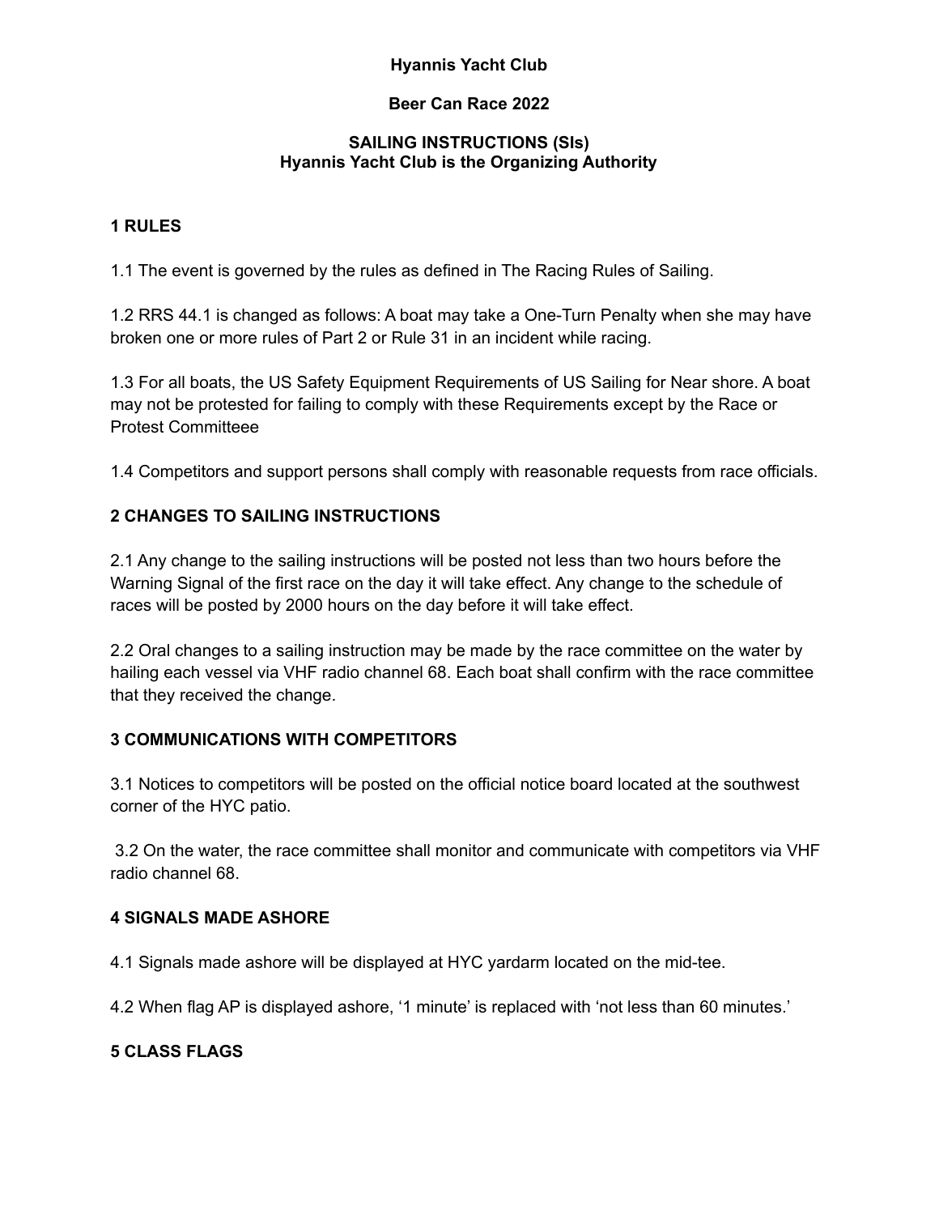**Hyannis Yacht Club**

**Beer Can Race 2022**

**SAILING INSTRUCTIONS (SIs)**
**Hyannis Yacht Club is the Organizing Authority**

## 1 RULES

1.1 The event is governed by the rules as defined in The Racing Rules of Sailing.

1.2 RRS 44.1 is changed as follows: A boat may take a One-Turn Penalty when she may have broken one or more rules of Part 2 or Rule 31 in an incident while racing.

1.3 For all boats, the US Safety Equipment Requirements of US Sailing for Near shore. A boat may not be protested for failing to comply with these Requirements except by the Race or Protest Committeee

1.4 Competitors and support persons shall comply with reasonable requests from race officials.

## 2 CHANGES TO SAILING INSTRUCTIONS

2.1 Any change to the sailing instructions will be posted not less than two hours before the Warning Signal of the first race on the day it will take effect. Any change to the schedule of races will be posted by 2000 hours on the day before it will take effect.

2.2 Oral changes to a sailing instruction may be made by the race committee on the water by hailing each vessel via VHF radio channel 68. Each boat shall confirm with the race committee that they received the change.

## 3 COMMUNICATIONS WITH COMPETITORS

3.1 Notices to competitors will be posted on the official notice board located at the southwest corner of the HYC patio.

3.2 On the water, the race committee shall monitor and communicate with competitors via VHF radio channel 68.

## 4 SIGNALS MADE ASHORE

4.1 Signals made ashore will be displayed at HYC yardarm located on the mid-tee.

4.2 When flag AP is displayed ashore, '1 minute' is replaced with 'not less than 60 minutes.'

## 5 CLASS FLAGS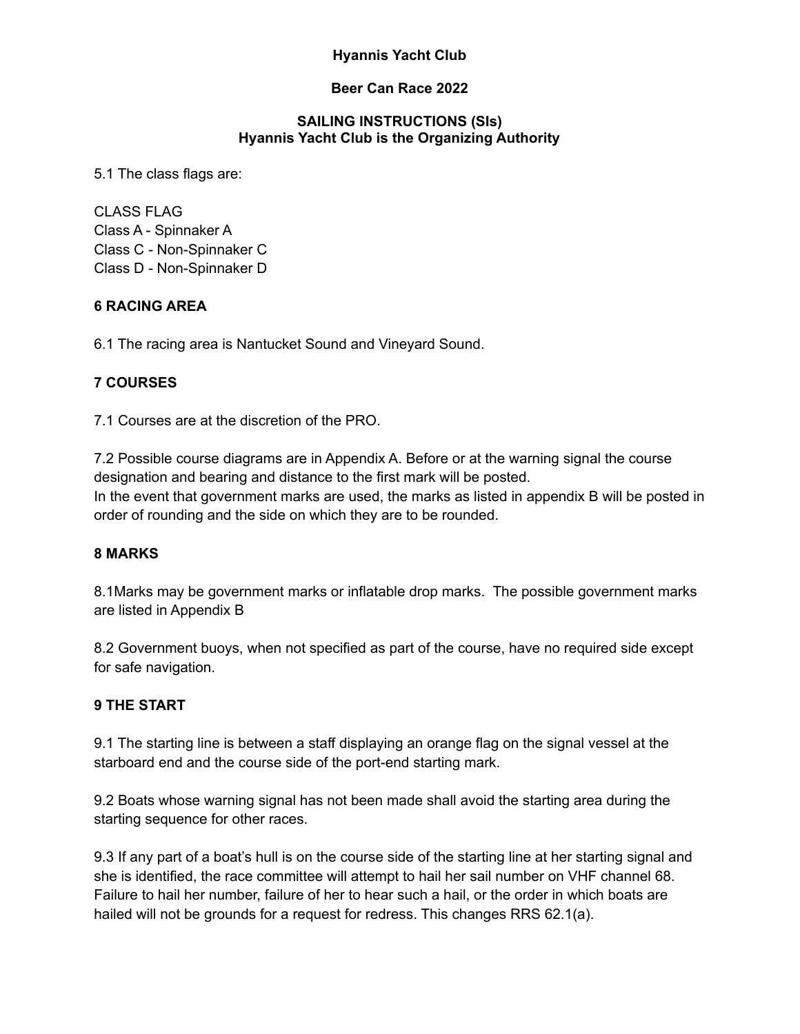**Hyannis Yacht Club**

**Beer Can Race 2022**

**SAILING INSTRUCTIONS (SIs)**
**Hyannis Yacht Club is the Organizing Authority**

5.1 The class flags are:

CLASS FLAG
Class A - Spinnaker A
Class C - Non-Spinnaker C
Class D - Non-Spinnaker D

## 6 RACING AREA

6.1 The racing area is Nantucket Sound and Vineyard Sound.

## 7 COURSES

7.1 Courses are at the discretion of the PRO.

7.2 Possible course diagrams are in Appendix A. Before or at the warning signal the course designation and bearing and distance to the first mark will be posted.
In the event that government marks are used, the marks as listed in appendix B will be posted in order of rounding and the side on which they are to be rounded.

## 8 MARKS

8.1Marks may be government marks or inflatable drop marks. The possible government marks are listed in Appendix B

8.2 Government buoys, when not specified as part of the course, have no required side except for safe navigation.

## 9 THE START

9.1 The starting line is between a staff displaying an orange flag on the signal vessel at the starboard end and the course side of the port-end starting mark.

9.2 Boats whose warning signal has not been made shall avoid the starting area during the starting sequence for other races.

9.3 If any part of a boat's hull is on the course side of the starting line at her starting signal and she is identified, the race committee will attempt to hail her sail number on VHF channel 68. Failure to hail her number, failure of her to hear such a hail, or the order in which boats are hailed will not be grounds for a request for redress. This changes RRS 62.1(a).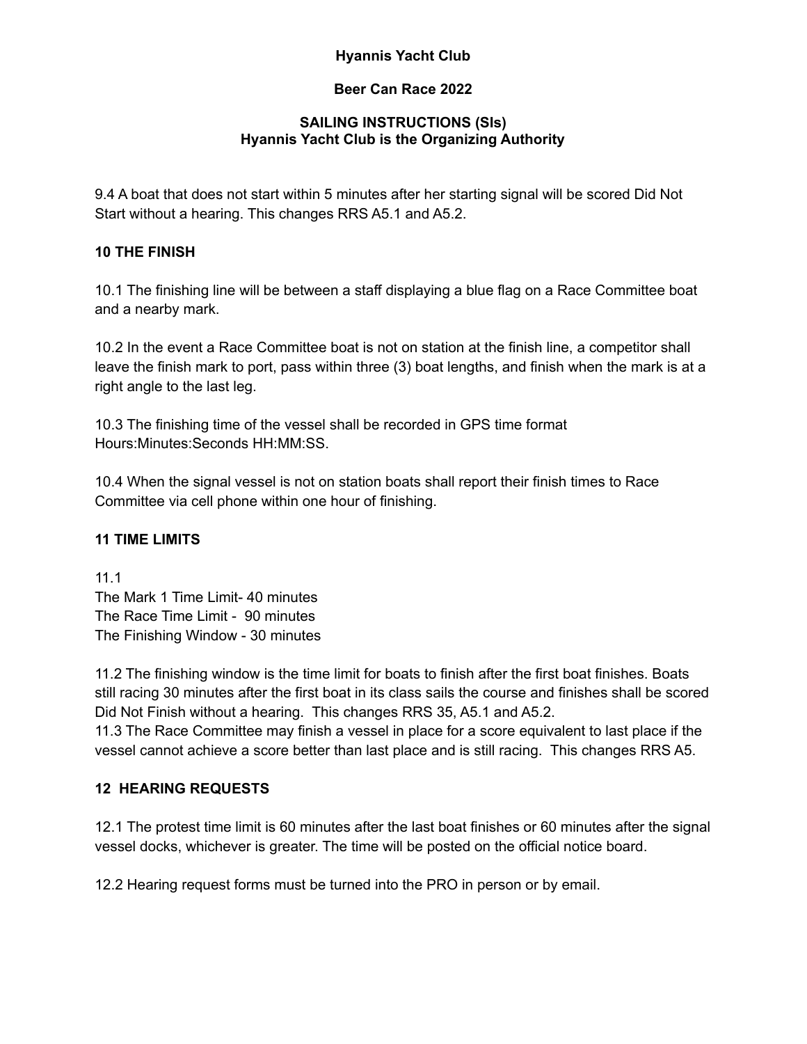**Hyannis Yacht Club**

**Beer Can Race 2022**

**SAILING INSTRUCTIONS (SIs)**
**Hyannis Yacht Club is the Organizing Authority**

9.4 A boat that does not start within 5 minutes after her starting signal will be scored Did Not Start without a hearing. This changes RRS A5.1 and A5.2.

## 10 THE FINISH

10.1 The finishing line will be between a staff displaying a blue flag on a Race Committee boat and a nearby mark.

10.2 In the event a Race Committee boat is not on station at the finish line, a competitor shall leave the finish mark to port, pass within three (3) boat lengths, and finish when the mark is at a right angle to the last leg.

10.3 The finishing time of the vessel shall be recorded in GPS time format Hours:Minutes:Seconds HH:MM:SS.

10.4 When the signal vessel is not on station boats shall report their finish times to Race Committee via cell phone within one hour of finishing.

## 11 TIME LIMITS

11.1
The Mark 1 Time Limit- 40 minutes
The Race Time Limit - 90 minutes
The Finishing Window - 30 minutes

11.2 The finishing window is the time limit for boats to finish after the first boat finishes. Boats still racing 30 minutes after the first boat in its class sails the course and finishes shall be scored Did Not Finish without a hearing. This changes RRS 35, A5.1 and A5.2.
11.3 The Race Committee may finish a vessel in place for a score equivalent to last place if the vessel cannot achieve a score better than last place and is still racing. This changes RRS A5.

## 12 HEARING REQUESTS

12.1 The protest time limit is 60 minutes after the last boat finishes or 60 minutes after the signal vessel docks, whichever is greater. The time will be posted on the official notice board.

12.2 Hearing request forms must be turned into the PRO in person or by email.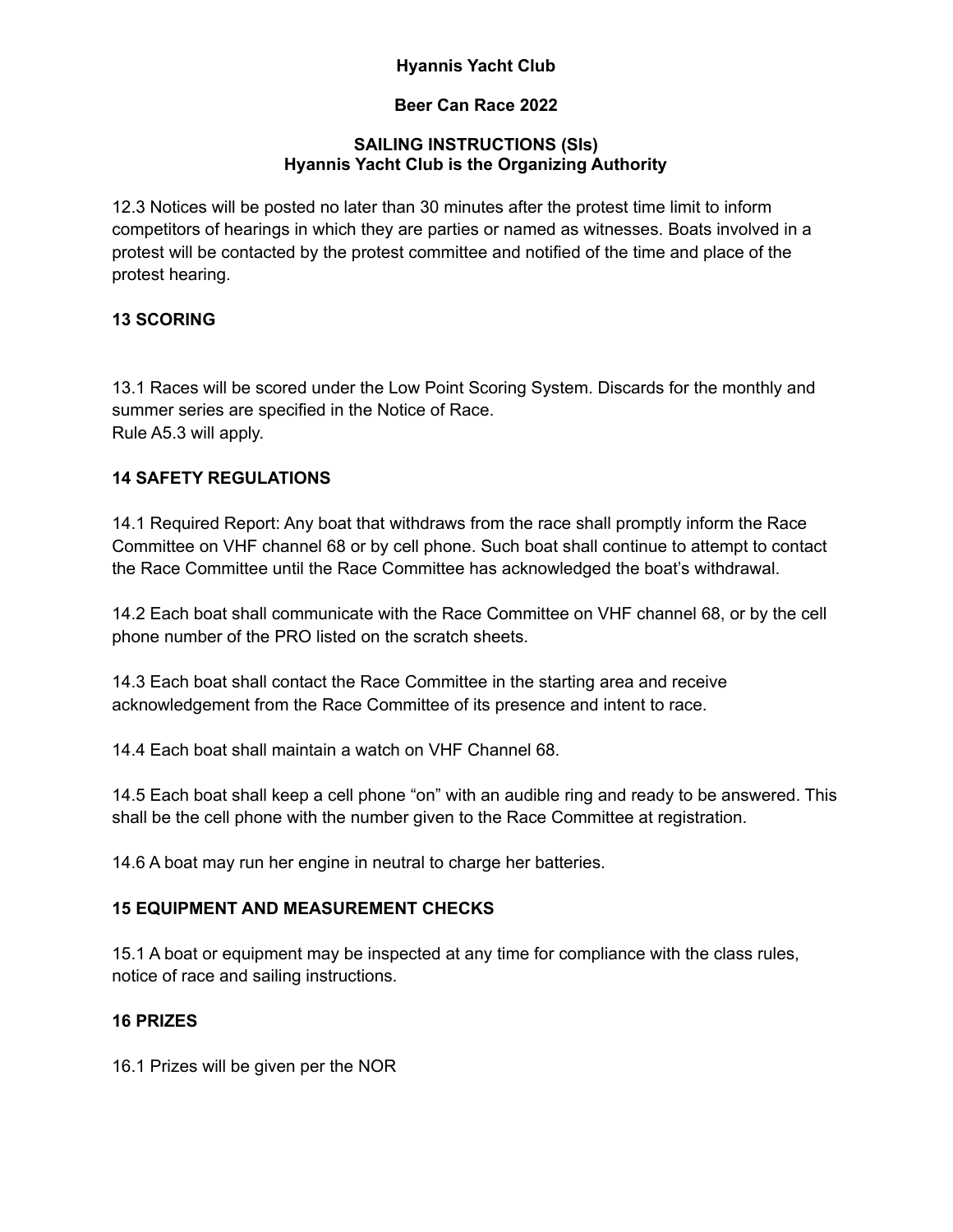**Hyannis Yacht Club**

**Beer Can Race 2022**

**SAILING INSTRUCTIONS (SIs)**
**Hyannis Yacht Club is the Organizing Authority**

12.3 Notices will be posted no later than 30 minutes after the protest time limit to inform competitors of hearings in which they are parties or named as witnesses. Boats involved in a protest will be contacted by the protest committee and notified of the time and place of the protest hearing.

## 13 SCORING

13.1 Races will be scored under the Low Point Scoring System. Discards for the monthly and summer series are specified in the Notice of Race.
Rule A5.3 will apply.

## 14 SAFETY REGULATIONS

14.1 Required Report: Any boat that withdraws from the race shall promptly inform the Race Committee on VHF channel 68 or by cell phone. Such boat shall continue to attempt to contact the Race Committee until the Race Committee has acknowledged the boat's withdrawal.

14.2 Each boat shall communicate with the Race Committee on VHF channel 68, or by the cell phone number of the PRO listed on the scratch sheets.

14.3 Each boat shall contact the Race Committee in the starting area and receive acknowledgement from the Race Committee of its presence and intent to race.

14.4 Each boat shall maintain a watch on VHF Channel 68.

14.5 Each boat shall keep a cell phone "on" with an audible ring and ready to be answered. This shall be the cell phone with the number given to the Race Committee at registration.

14.6 A boat may run her engine in neutral to charge her batteries.

## 15 EQUIPMENT AND MEASUREMENT CHECKS

15.1 A boat or equipment may be inspected at any time for compliance with the class rules, notice of race and sailing instructions.

## 16 PRIZES

16.1 Prizes will be given per the NOR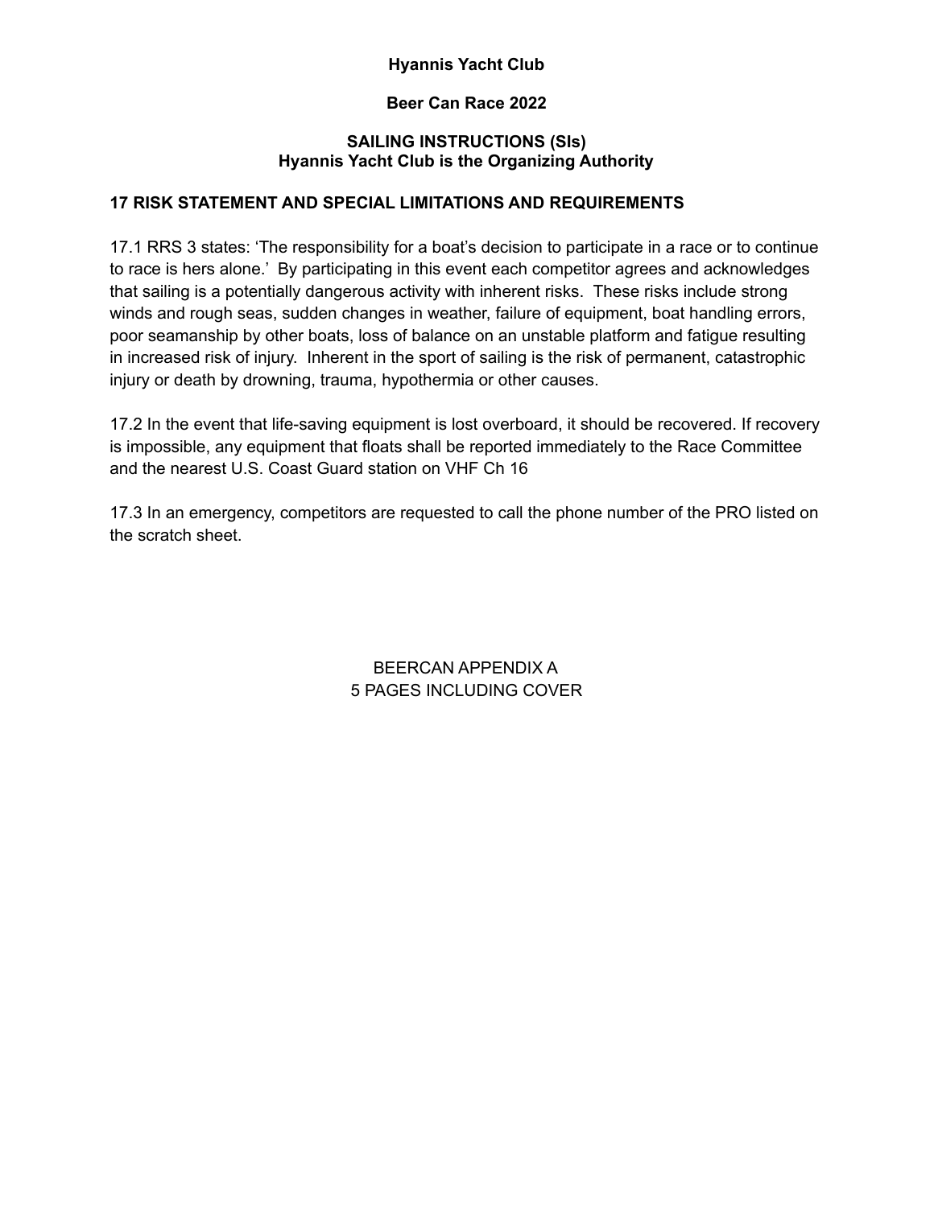**Hyannis Yacht Club**

**Beer Can Race 2022**

**SAILING INSTRUCTIONS (SIs)**
**Hyannis Yacht Club is the Organizing Authority**

## 17 RISK STATEMENT AND SPECIAL LIMITATIONS AND REQUIREMENTS

17.1 RRS 3 states: 'The responsibility for a boat's decision to participate in a race or to continue to race is hers alone.' By participating in this event each competitor agrees and acknowledges that sailing is a potentially dangerous activity with inherent risks. These risks include strong winds and rough seas, sudden changes in weather, failure of equipment, boat handling errors, poor seamanship by other boats, loss of balance on an unstable platform and fatigue resulting in increased risk of injury. Inherent in the sport of sailing is the risk of permanent, catastrophic injury or death by drowning, trauma, hypothermia or other causes.

17.2 In the event that life-saving equipment is lost overboard, it should be recovered. If recovery is impossible, any equipment that floats shall be reported immediately to the Race Committee and the nearest U.S. Coast Guard station on VHF Ch 16

17.3 In an emergency, competitors are requested to call the phone number of the PRO listed on the scratch sheet.

BEERCAN APPENDIX A
5 PAGES INCLUDING COVER